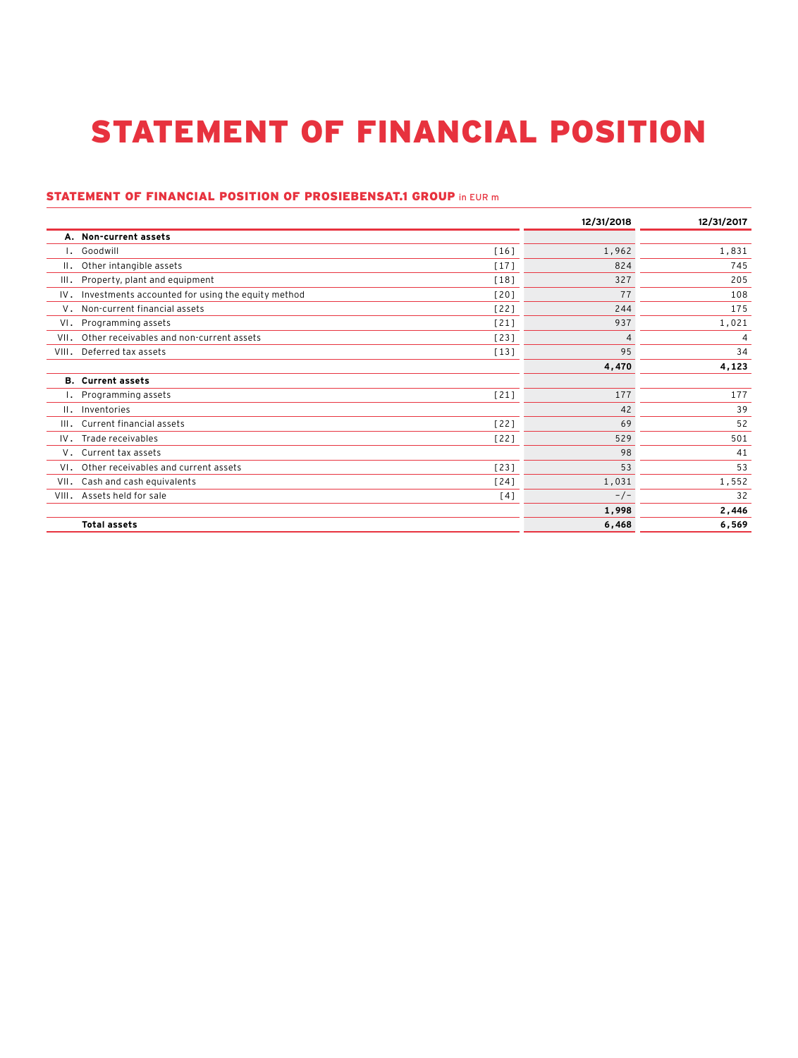# STATEMENT OF FINANCIAL POSITION

## STATEMENT OF FINANCIAL POSITION OF PROSIEBENSAT.1 GROUP in EUR m

| | | | 12/31/2018 | 12/31/2017 |
|---|---|---|---|---|
| **A.** | **Non-current assets** | | | |
| I. | Goodwill | [16] | 1,962 | 1,831 |
| II. | Other intangible assets | [17] | 824 | 745 |
| III. | Property, plant and equipment | [18] | 327 | 205 |
| IV. | Investments accounted for using the equity method | [20] | 77 | 108 |
| V. | Non-current financial assets | [22] | 244 | 175 |
| VI. | Programming assets | [21] | 937 | 1,021 |
| VII. | Other receivables and non-current assets | [23] | 4 | 4 |
| VIII. | Deferred tax assets | [13] | 95 | 34 |
| | | | **4,470** | **4,123** |
| **B.** | **Current assets** | | | |
| I. | Programming assets | [21] | 177 | 177 |
| II. | Inventories | | 42 | 39 |
| III. | Current financial assets | [22] | 69 | 52 |
| IV. | Trade receivables | [22] | 529 | 501 |
| V. | Current tax assets | | 98 | 41 |
| VI. | Other receivables and current assets | [23] | 53 | 53 |
| VII. | Cash and cash equivalents | [24] | 1,031 | 1,552 |
| VIII. | Assets held for sale | [4] | -/- | 32 |
| | | | **1,998** | **2,446** |
| | **Total assets** | | **6,468** | **6,569** |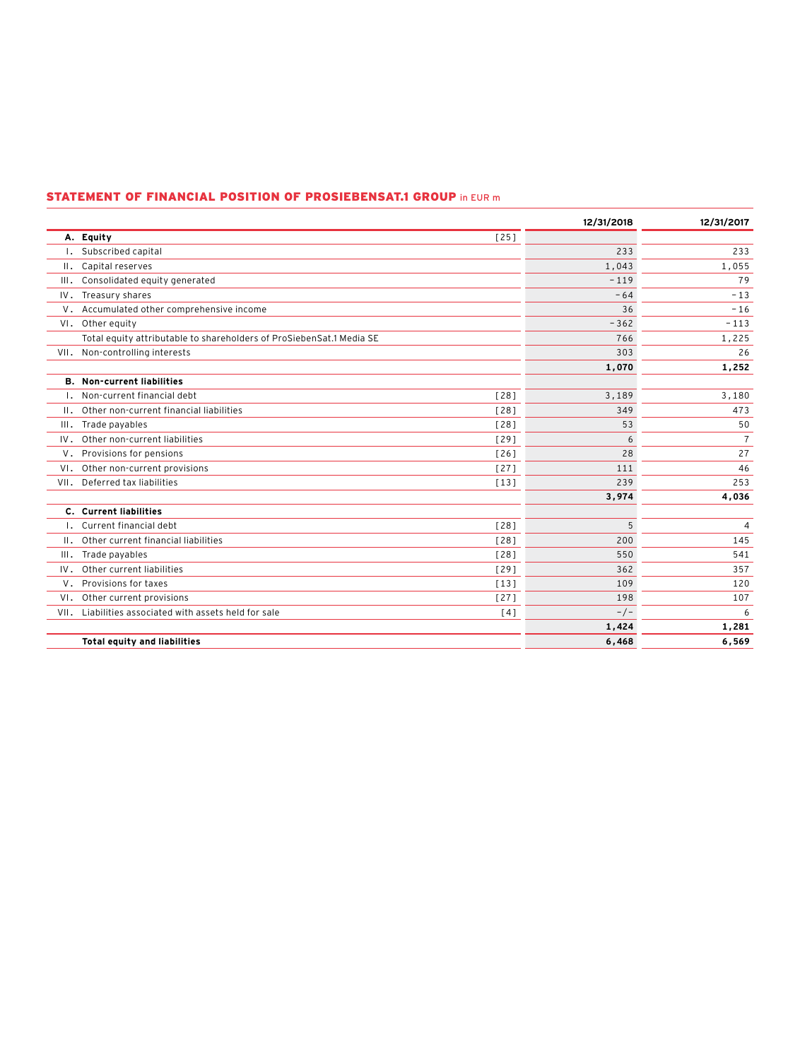## STATEMENT OF FINANCIAL POSITION OF PROSIEBENSAT.1 GROUP in EUR m

| | | | 12/31/2018 | 12/31/2017 |
|---|---|---|---|---|
| **A.** | **Equity** | [25] | | |
| I. | Subscribed capital | | 233 | 233 |
| II. | Capital reserves | | 1,043 | 1,055 |
| III. | Consolidated equity generated | | -119 | 79 |
| IV. | Treasury shares | | -64 | -13 |
| V. | Accumulated other comprehensive income | | 36 | -16 |
| VI. | Other equity | | -362 | -113 |
| | Total equity attributable to shareholders of ProSiebenSat.1 Media SE | | 766 | 1,225 |
| VII. | Non-controlling interests | | 303 | 26 |
| | | | **1,070** | **1,252** |
| **B.** | **Non-current liabilities** | | | |
| I. | Non-current financial debt | [28] | 3,189 | 3,180 |
| II. | Other non-current financial liabilities | [28] | 349 | 473 |
| III. | Trade payables | [28] | 53 | 50 |
| IV. | Other non-current liabilities | [29] | 6 | 7 |
| V. | Provisions for pensions | [26] | 28 | 27 |
| VI. | Other non-current provisions | [27] | 111 | 46 |
| VII. | Deferred tax liabilities | [13] | 239 | 253 |
| | | | **3,974** | **4,036** |
| **C.** | **Current liabilities** | | | |
| I. | Current financial debt | [28] | 5 | 4 |
| II. | Other current financial liabilities | [28] | 200 | 145 |
| III. | Trade payables | [28] | 550 | 541 |
| IV. | Other current liabilities | [29] | 362 | 357 |
| V. | Provisions for taxes | [13] | 109 | 120 |
| VI. | Other current provisions | [27] | 198 | 107 |
| VII. | Liabilities associated with assets held for sale | [4] | -/- | 6 |
| | | | **1,424** | **1,281** |
| | **Total equity and liabilities** | | **6,468** | **6,569** |